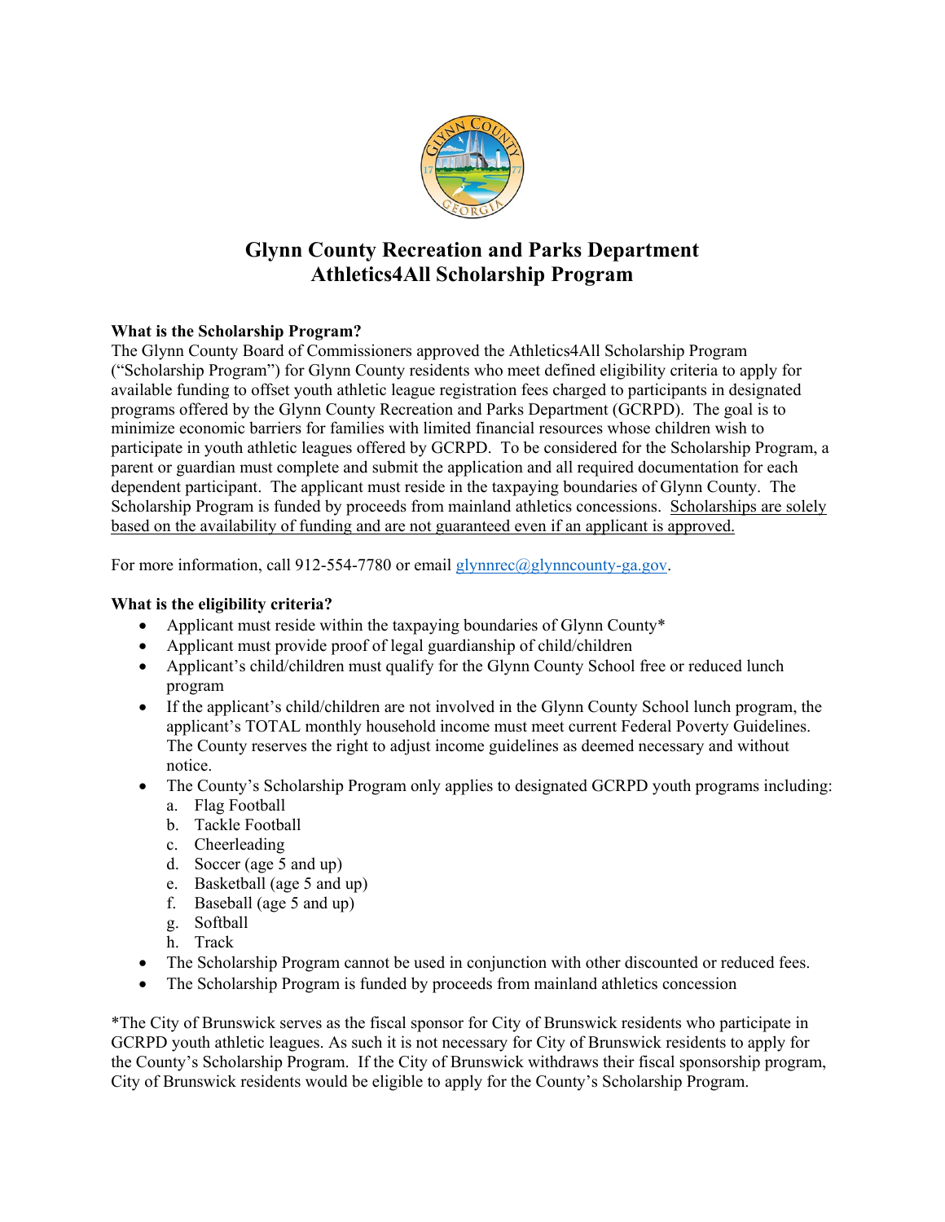# Glynn County Recreation and Parks Department
# Athletics4All Scholarship Program

**What is the Scholarship Program?**

The Glynn County Board of Commissioners approved the Athletics4All Scholarship Program ("Scholarship Program") for Glynn County residents who meet defined eligibility criteria to apply for available funding to offset youth athletic league registration fees charged to participants in designated programs offered by the Glynn County Recreation and Parks Department (GCRPD). The goal is to minimize economic barriers for families with limited financial resources whose children wish to participate in youth athletic leagues offered by GCRPD. To be considered for the Scholarship Program, a parent or guardian must complete and submit the application and all required documentation for each dependent participant. The applicant must reside in the taxpaying boundaries of Glynn County. The Scholarship Program is funded by proceeds from mainland athletics concessions. Scholarships are solely based on the availability of funding and are not guaranteed even if an applicant is approved.

For more information, call 912-554-7780 or email glynnrec@glynncounty-ga.gov.

**What is the eligibility criteria?**

- Applicant must reside within the taxpaying boundaries of Glynn County*
- Applicant must provide proof of legal guardianship of child/children
- Applicant's child/children must qualify for the Glynn County School free or reduced lunch program
- If the applicant's child/children are not involved in the Glynn County School lunch program, the applicant's TOTAL monthly household income must meet current Federal Poverty Guidelines. The County reserves the right to adjust income guidelines as deemed necessary and without notice.
- The County's Scholarship Program only applies to designated GCRPD youth programs including:
  a. Flag Football
  b. Tackle Football
  c. Cheerleading
  d. Soccer (age 5 and up)
  e. Basketball (age 5 and up)
  f. Baseball (age 5 and up)
  g. Softball
  h. Track
- The Scholarship Program cannot be used in conjunction with other discounted or reduced fees.
- The Scholarship Program is funded by proceeds from mainland athletics concession

*The City of Brunswick serves as the fiscal sponsor for City of Brunswick residents who participate in GCRPD youth athletic leagues. As such it is not necessary for City of Brunswick residents to apply for the County's Scholarship Program. If the City of Brunswick withdraws their fiscal sponsorship program, City of Brunswick residents would be eligible to apply for the County's Scholarship Program.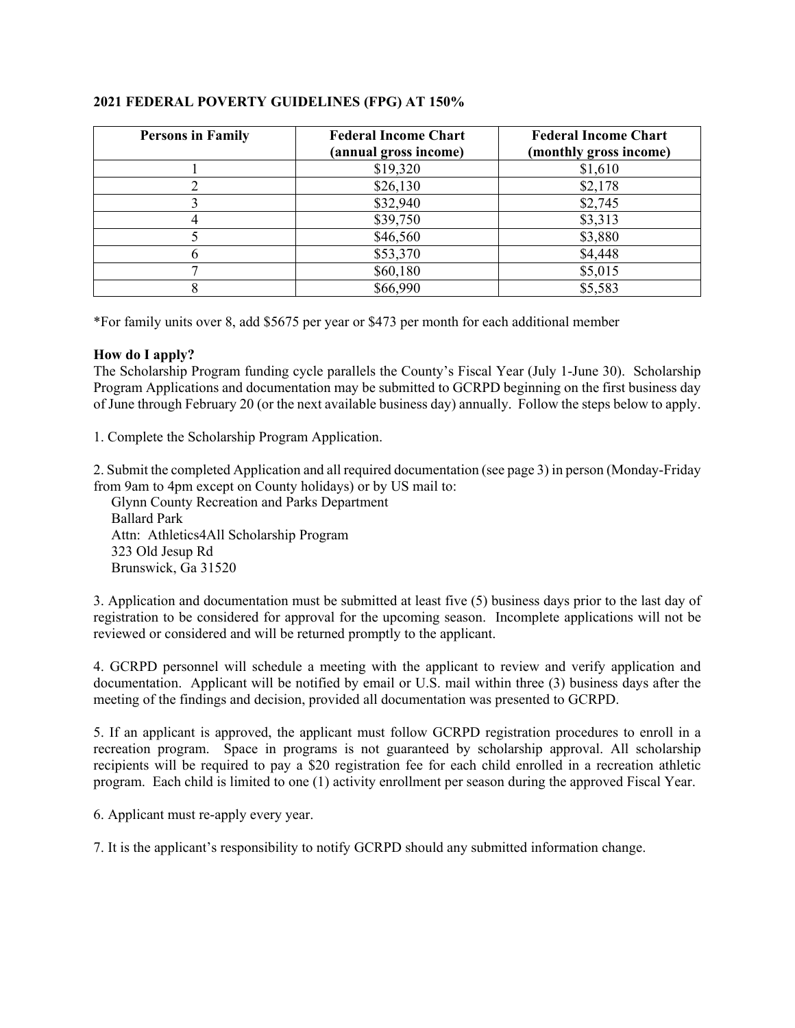**2021 FEDERAL POVERTY GUIDELINES (FPG) AT 150%**

| Persons in Family | Federal Income Chart (annual gross income) | Federal Income Chart (monthly gross income) |
|---|---|---|
| 1 | $19,320 | $1,610 |
| 2 | $26,130 | $2,178 |
| 3 | $32,940 | $2,745 |
| 4 | $39,750 | $3,313 |
| 5 | $46,560 | $3,880 |
| 6 | $53,370 | $4,448 |
| 7 | $60,180 | $5,015 |
| 8 | $66,990 | $5,583 |

*For family units over 8, add $5675 per year or $473 per month for each additional member

**How do I apply?**

The Scholarship Program funding cycle parallels the County's Fiscal Year (July 1-June 30). Scholarship Program Applications and documentation may be submitted to GCRPD beginning on the first business day of June through February 20 (or the next available business day) annually. Follow the steps below to apply.

1. Complete the Scholarship Program Application.

2. Submit the completed Application and all required documentation (see page 3) in person (Monday-Friday from 9am to 4pm except on County holidays) or by US mail to:
   Glynn County Recreation and Parks Department
   Ballard Park
   Attn: Athletics4All Scholarship Program
   323 Old Jesup Rd
   Brunswick, Ga 31520

3. Application and documentation must be submitted at least five (5) business days prior to the last day of registration to be considered for approval for the upcoming season. Incomplete applications will not be reviewed or considered and will be returned promptly to the applicant.

4. GCRPD personnel will schedule a meeting with the applicant to review and verify application and documentation. Applicant will be notified by email or U.S. mail within three (3) business days after the meeting of the findings and decision, provided all documentation was presented to GCRPD.

5. If an applicant is approved, the applicant must follow GCRPD registration procedures to enroll in a recreation program. Space in programs is not guaranteed by scholarship approval. All scholarship recipients will be required to pay a $20 registration fee for each child enrolled in a recreation athletic program. Each child is limited to one (1) activity enrollment per season during the approved Fiscal Year.

6. Applicant must re-apply every year.

7. It is the applicant's responsibility to notify GCRPD should any submitted information change.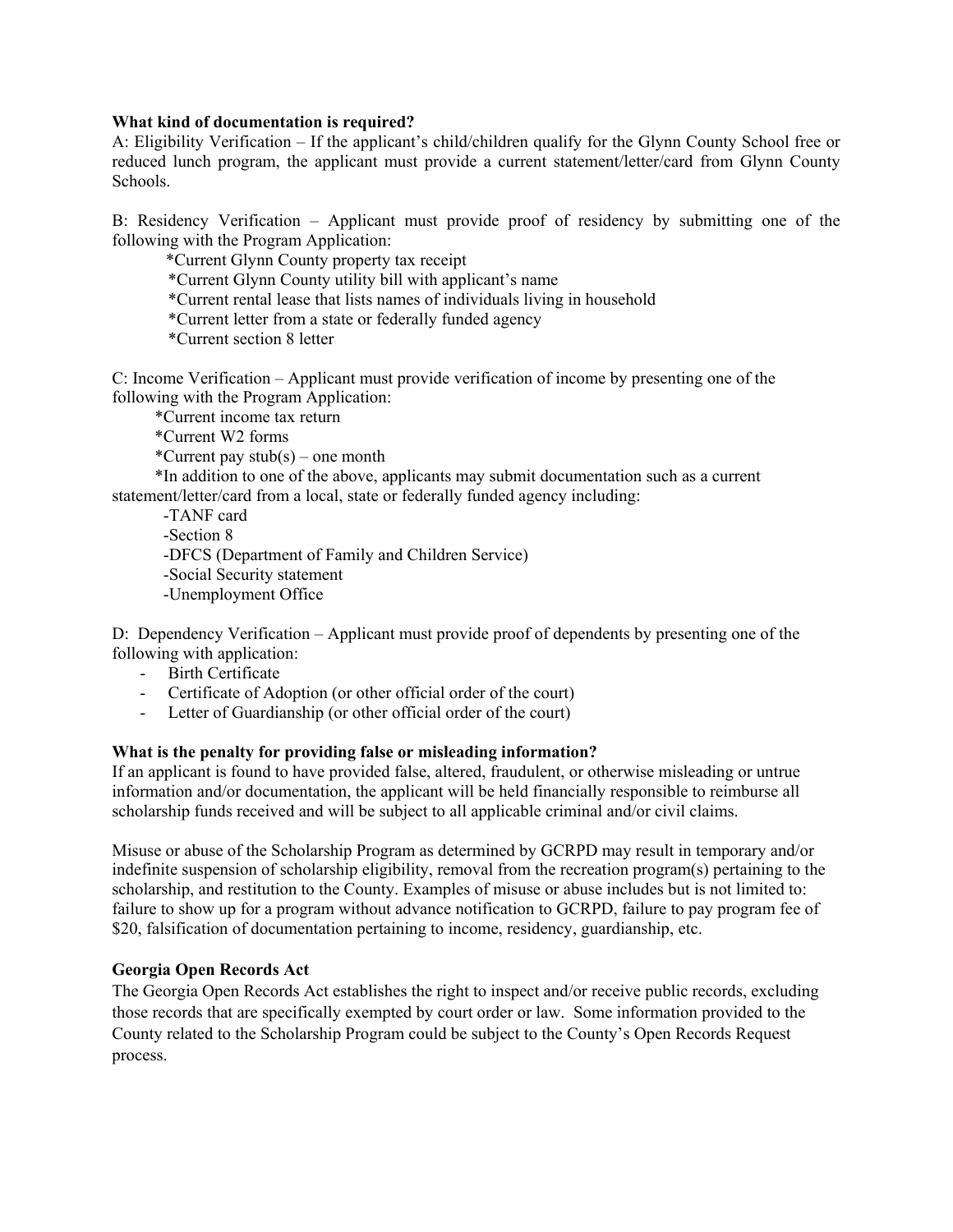**What kind of documentation is required?**

A: Eligibility Verification – If the applicant's child/children qualify for the Glynn County School free or reduced lunch program, the applicant must provide a current statement/letter/card from Glynn County Schools.

B: Residency Verification – Applicant must provide proof of residency by submitting one of the following with the Program Application:

- *Current Glynn County property tax receipt
- *Current Glynn County utility bill with applicant's name
- *Current rental lease that lists names of individuals living in household
- *Current letter from a state or federally funded agency
- *Current section 8 letter

C: Income Verification – Applicant must provide verification of income by presenting one of the following with the Program Application:

- *Current income tax return
- *Current W2 forms
- *Current pay stub(s) – one month
- *In addition to one of the above, applicants may submit documentation such as a current statement/letter/card from a local, state or federally funded agency including:
  - -TANF card
  - -Section 8
  - -DFCS (Department of Family and Children Service)
  - -Social Security statement
  - -Unemployment Office

D: Dependency Verification – Applicant must provide proof of dependents by presenting one of the following with application:

- Birth Certificate
- Certificate of Adoption (or other official order of the court)
- Letter of Guardianship (or other official order of the court)

**What is the penalty for providing false or misleading information?**

If an applicant is found to have provided false, altered, fraudulent, or otherwise misleading or untrue information and/or documentation, the applicant will be held financially responsible to reimburse all scholarship funds received and will be subject to all applicable criminal and/or civil claims.

Misuse or abuse of the Scholarship Program as determined by GCRPD may result in temporary and/or indefinite suspension of scholarship eligibility, removal from the recreation program(s) pertaining to the scholarship, and restitution to the County. Examples of misuse or abuse includes but is not limited to: failure to show up for a program without advance notification to GCRPD, failure to pay program fee of $20, falsification of documentation pertaining to income, residency, guardianship, etc.

**Georgia Open Records Act**

The Georgia Open Records Act establishes the right to inspect and/or receive public records, excluding those records that are specifically exempted by court order or law. Some information provided to the County related to the Scholarship Program could be subject to the County's Open Records Request process.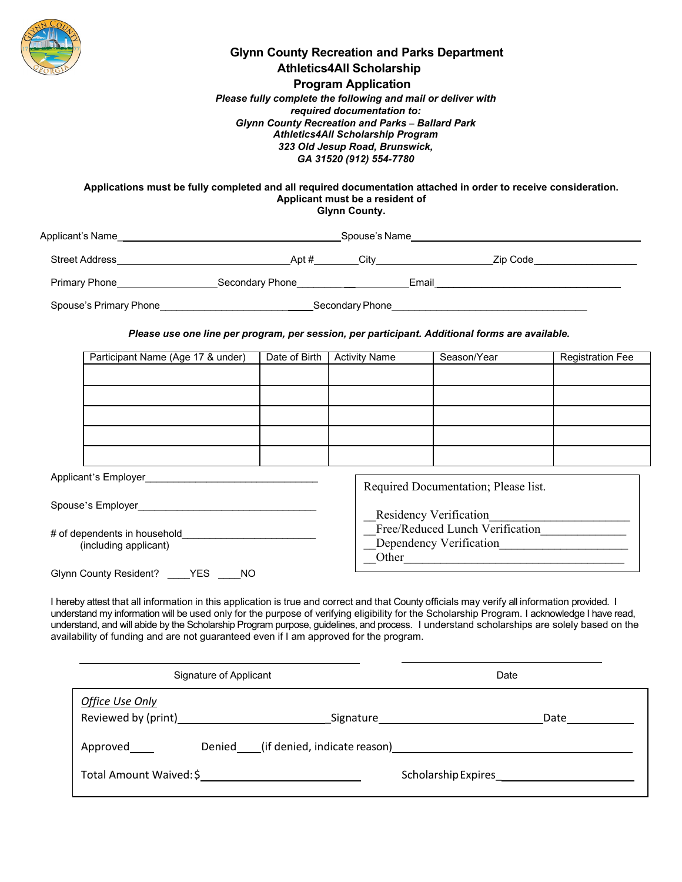# Glynn County Recreation and Parks Department

## Athletics4All Scholarship

## Program Application

***Please fully complete the following and mail or deliver with required documentation to:***
***Glynn County Recreation and Parks – Ballard Park***
***Athletics4All Scholarship Program***
***323 Old Jesup Road, Brunswick,***
***GA 31520 (912) 554-7780***

**Applications must be fully completed and all required documentation attached in order to receive consideration. Applicant must be a resident of Glynn County.**

Applicant's Name__________________________ Spouse's Name__________________________

Street Address__________________________ Apt #________ City__________________ Zip Code__________________

Primary Phone__________________ Secondary Phone__________________ Email__________________________

Spouse's Primary Phone__________________________ Secondary Phone__________________________

***Please use one line per program, per session, per participant. Additional forms are available.***

| Participant Name (Age 17 & under) | Date of Birth | Activity Name | Season/Year | Registration Fee |
|---|---|---|---|---|
| | | | | |
| | | | | |
| | | | | |
| | | | | |
| | | | | |

Applicant's Employer__________________________

Spouse's Employer__________________________

# of dependents in household__________________________
(including applicant)

Glynn County Resident? ____YES ____NO

Required Documentation; Please list.

__Residency Verification__________________________
__Free/Reduced Lunch Verification__________________
__Dependency Verification__________________________
__Other__________________________

I hereby attest that all information in this application is true and correct and that County officials may verify all information provided. I understand my information will be used only for the purpose of verifying eligibility for the Scholarship Program. I acknowledge I have read, understand, and will abide by the Scholarship Program purpose, guidelines, and process. I understand scholarships are solely based on the availability of funding and are not guaranteed even if I am approved for the program.

__________________________ __________________________
Signature of Applicant Date

*Office Use Only*

Reviewed by (print)__________________________ Signature__________________________ Date__________

Approved____ Denied____ (if denied, indicate reason)__________________________

Total Amount Waived: $__________________________ Scholarship Expires__________________________